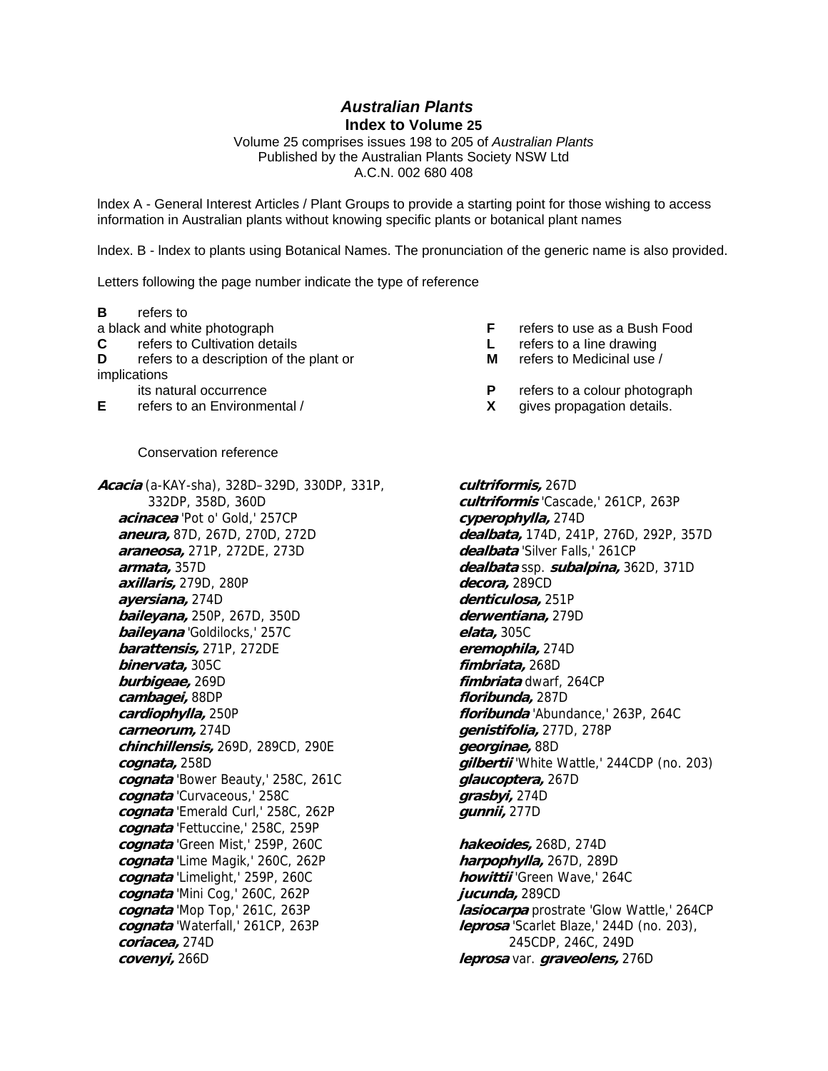# *Australian Plants*

## Index to Volume 25

Volume 25 comprises issues 198 to 205 of *Australian Plants*
Published by the Australian Plants Society NSW Ltd
A.C.N. 002 680 408

lndex A - General Interest Articles / Plant Groups to provide a starting point for those wishing to access information in Australian plants without knowing specific plants or botanical plant names

lndex. B - lndex to plants using Botanical Names. The pronunciation of the generic name is also provided.

Letters following the page number indicate the type of reference

- **B** refers to a black and white photograph
- **C** refers to Cultivation details
- **D** refers to a description of the plant or its natural occurrence
- **E** refers to an Environmental / Conservation reference
- **F** refers to use as a Bush Food
- **L** refers to a line drawing
- **M** refers to Medicinal use / implications
- **P** refers to a colour photograph
- **X** gives propagation details.

***Acacia*** (a-KAY-sha), 328D–329D, 330DP, 331P, 332DP, 358D, 360D
- ***acinacea*** 'Pot o' Gold,' 257CP
- ***aneura,*** 87D, 267D, 270D, 272D
- ***araneosa,*** 271P, 272DE, 273D
- ***armata,*** 357D
- ***axillaris,*** 279D, 280P
- ***ayersiana,*** 274D
- ***baileyana,*** 250P, 267D, 350D
- ***baileyana*** 'Goldilocks,' 257C
- ***barattensis,*** 271P, 272DE
- ***binervata,*** 305C
- ***burbigeae,*** 269D
- ***cambagei,*** 88DP
- ***cardiophylla,*** 250P
- ***carneorum,*** 274D
- ***chinchillensis,*** 269D, 289CD, 290E
- ***cognata,*** 258D
- ***cognata*** 'Bower Beauty,' 258C, 261C
- ***cognata*** 'Curvaceous,' 258C
- ***cognata*** 'Emerald Curl,' 258C, 262P
- ***cognata*** 'Fettuccine,' 258C, 259P
- ***cognata*** 'Green Mist,' 259P, 260C
- ***cognata*** 'Lime Magik,' 260C, 262P
- ***cognata*** 'Limelight,' 259P, 260C
- ***cognata*** 'Mini Cog,' 260C, 262P
- ***cognata*** 'Mop Top,' 261C, 263P
- ***cognata*** 'Waterfall,' 261CP, 263P
- ***coriacea,*** 274D
- ***covenyi,*** 266D
- ***cultriformis,*** 267D
- ***cultriformis*** 'Cascade,' 261CP, 263P
- ***cyperophylla,*** 274D
- ***dealbata,*** 174D, 241P, 276D, 292P, 357D
- ***dealbata*** 'Silver Falls,' 261CP
- ***dealbata*** ssp. ***subalpina,*** 362D, 371D
- ***decora,*** 289CD
- ***denticulosa,*** 251P
- ***derwentiana,*** 279D
- ***elata,*** 305C
- ***eremophila,*** 274D
- ***fimbriata,*** 268D
- ***fimbriata*** dwarf, 264CP
- ***floribunda,*** 287D
- ***floribunda*** 'Abundance,' 263P, 264C
- ***genistifolia,*** 277D, 278P
- ***georginae,*** 88D
- ***gilbertii*** 'White Wattle,' 244CDP (no. 203)
- ***glaucoptera,*** 267D
- ***grasbyi,*** 274D
- ***gunnii,*** 277D
- ***hakeoides,*** 268D, 274D
- ***harpophylla,*** 267D, 289D
- ***howittii*** 'Green Wave,' 264C
- ***jucunda,*** 289CD
- ***lasiocarpa*** prostrate 'Glow Wattle,' 264CP
- ***leprosa*** 'Scarlet Blaze,' 244D (no. 203), 245CDP, 246C, 249D
- ***leprosa*** var. ***graveolens,*** 276D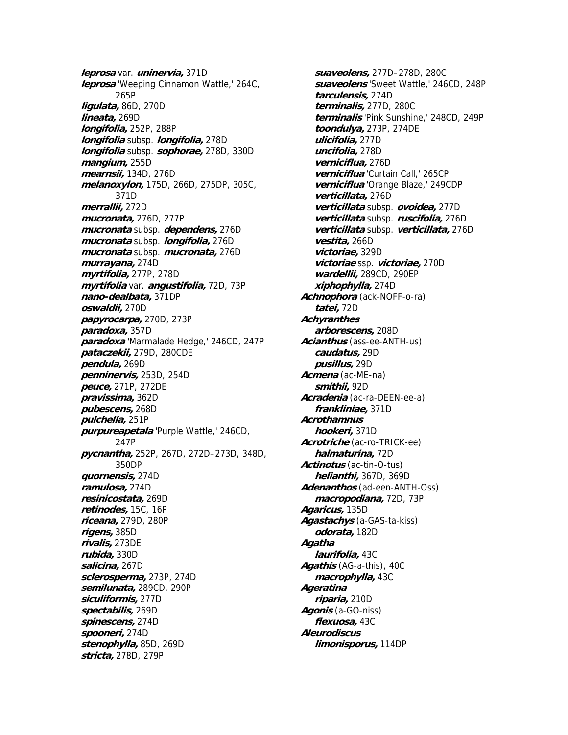***leprosa*** var. ***uninervia,*** 371D
***leprosa*** 'Weeping Cinnamon Wattle,' 264C, 265P
***ligulata,*** 86D, 270D
***lineata,*** 269D
***longifolia,*** 252P, 288P
***longifolia*** subsp. ***longifolia,*** 278D
***longifolia*** subsp. ***sophorae,*** 278D, 330D
***mangium,*** 255D
***mearnsii,*** 134D, 276D
***melanoxylon,*** 175D, 266D, 275DP, 305C, 371D
***merrallii,*** 272D
***mucronata,*** 276D, 277P
***mucronata*** subsp. ***dependens,*** 276D
***mucronata*** subsp. ***longifolia,*** 276D
***mucronata*** subsp. ***mucronata,*** 276D
***murrayana,*** 274D
***myrtifolia,*** 277P, 278D
***myrtifolia*** var. ***angustifolia,*** 72D, 73P
***nano-dealbata,*** 371DP
***oswaldii,*** 270D
***papyrocarpa,*** 270D, 273P
***paradoxa,*** 357D
***paradoxa*** 'Marmalade Hedge,' 246CD, 247P
***pataczekii,*** 279D, 280CDE
***pendula,*** 269D
***penninervis,*** 253D, 254D
***peuce,*** 271P, 272DE
***pravissima,*** 362D
***pubescens,*** 268D
***pulchella,*** 251P
***purpureapetala*** 'Purple Wattle,' 246CD, 247P
***pycnantha,*** 252P, 267D, 272D–273D, 348D, 350DP
***quornensis,*** 274D
***ramulosa,*** 274D
***resinicostata,*** 269D
***retinodes,*** 15C, 16P
***riceana,*** 279D, 280P
***rigens,*** 385D
***rivalis,*** 273DE
***rubida,*** 330D
***salicina,*** 267D
***sclerosperma,*** 273P, 274D
***semilunata,*** 289CD, 290P
***siculiformis,*** 277D
***spectabilis,*** 269D
***spinescens,*** 274D
***spooneri,*** 274D
***stenophylla,*** 85D, 269D
***stricta,*** 278D, 279P
***suaveolens,*** 277D–278D, 280C
***suaveolens*** 'Sweet Wattle,' 246CD, 248P
***tarculensis,*** 274D
***terminalis,*** 277D, 280C
***terminalis*** 'Pink Sunshine,' 248CD, 249P
***toondulya,*** 273P, 274DE
***ulicifolia,*** 277D
***uncifolia,*** 278D
***verniciflua,*** 276D
***verniciflua*** 'Curtain Call,' 265CP
***verniciflua*** 'Orange Blaze,' 249CDP
***verticillata,*** 276D
***verticillata*** subsp. ***ovoidea,*** 277D
***verticillata*** subsp. ***ruscifolia,*** 276D
***verticillata*** subsp. ***verticillata,*** 276D
***vestita,*** 266D
***victoriae,*** 329D
***victoriae*** ssp. ***victoriae,*** 270D
***wardellii,*** 289CD, 290EP
***xiphophylla,*** 274D

***Achnophora*** (ack-NOFF-o-ra)
***tatei,*** 72D

***Achyranthes***
***arborescens,*** 208D

***Acianthus*** (ass-ee-ANTH-us)
***caudatus,*** 29D
***pusillus,*** 29D

***Acmena*** (ac-ME-na)
***smithii,*** 92D

***Acradenia*** (ac-ra-DEEN-ee-a)
***frankliniae,*** 371D

***Acrothamnus***
***hookeri,*** 371D

***Acrotriche*** (ac-ro-TRICK-ee)
***halmaturina,*** 72D

***Actinotus*** (ac-tin-O-tus)
***helianthi,*** 367D, 369D

***Adenanthos*** (ad-een-ANTH-Oss)
***macropodiana,*** 72D, 73P

***Agaricus,*** 135D

***Agastachys*** (a-GAS-ta-kiss)
***odorata,*** 182D

***Agatha***
***laurifolia,*** 43C

***Agathis*** (AG-a-this), 40C
***macrophylla,*** 43C

***Ageratina***
***riparia,*** 210D

***Agonis*** (a-GO-niss)
***flexuosa,*** 43C

***Aleurodiscus***
***limonisporus,*** 114DP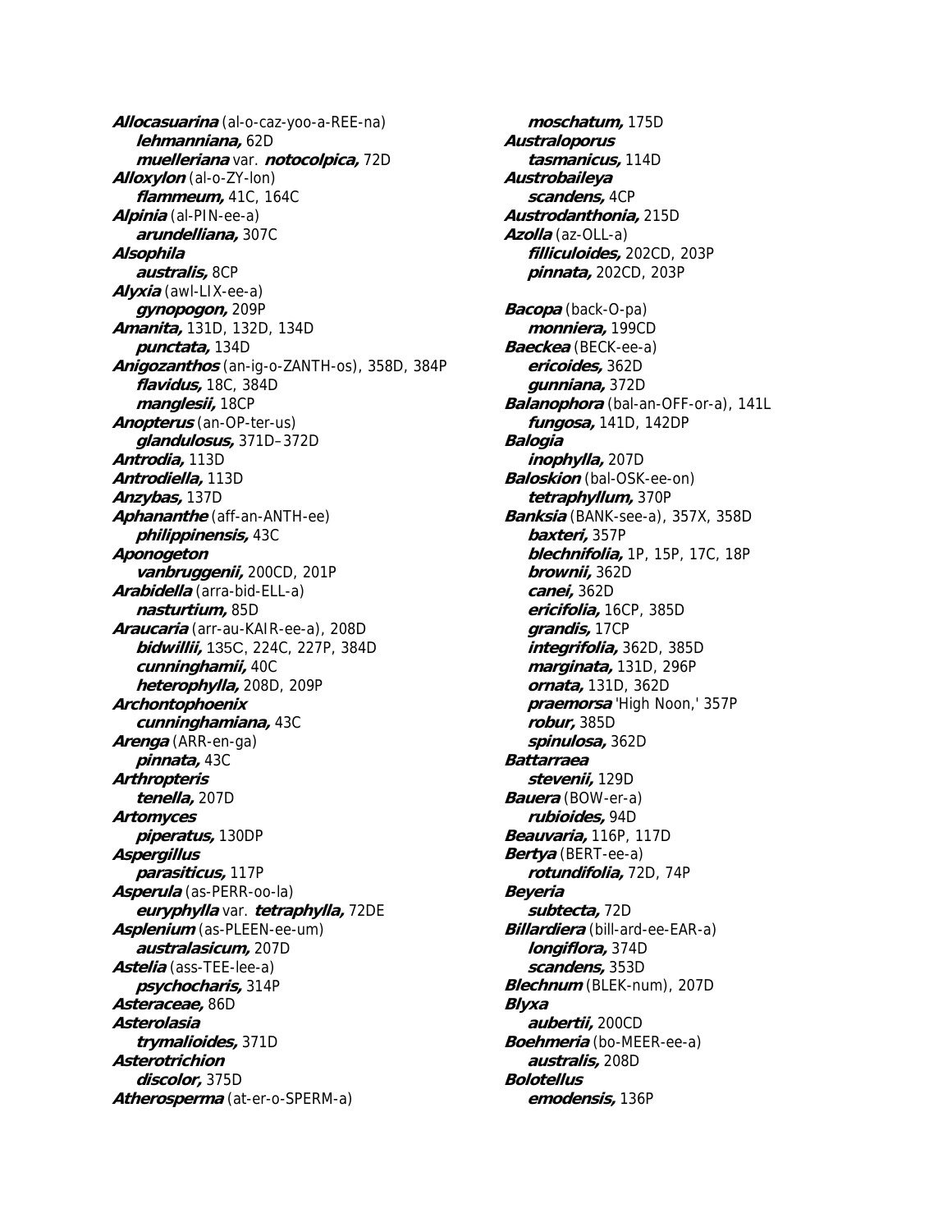***Allocasuarina*** (al-o-caz-yoo-a-REE-na)
    ***lehmanniana,*** 62D
    ***muelleriana*** var. ***notocolpica,*** 72D
***Alloxylon*** (al-o-ZY-lon)
    ***flammeum,*** 41C, 164C
***Alpinia*** (al-PIN-ee-a)
    ***arundelliana,*** 307C
***Alsophila***
    ***australis,*** 8CP
***Alyxia*** (awl-LIX-ee-a)
    ***gynopogon,*** 209P
***Amanita,*** 131D, 132D, 134D
    ***punctata,*** 134D
***Anigozanthos*** (an-ig-o-ZANTH-os), 358D, 384P
    ***flavidus,*** 18C, 384D
    ***manglesii,*** 18CP
***Anopterus*** (an-OP-ter-us)
    ***glandulosus,*** 371D–372D
***Antrodia,*** 113D
***Antrodiella,*** 113D
***Anzybas,*** 137D
***Aphananthe*** (aff-an-ANTH-ee)
    ***philippinensis,*** 43C
***Aponogeton***
    ***vanbruggenii,*** 200CD, 201P
***Arabidella*** (arra-bid-ELL-a)
    ***nasturtium,*** 85D
***Araucaria*** (arr-au-KAIR-ee-a), 208D
    ***bidwillii,*** 135C, 224C, 227P, 384D
    ***cunninghamii,*** 40C
    ***heterophylla,*** 208D, 209P
***Archontophoenix***
    ***cunninghamiana,*** 43C
***Arenga*** (ARR-en-ga)
    ***pinnata,*** 43C
***Arthropteris***
    ***tenella,*** 207D
***Artomyces***
    ***piperatus,*** 130DP
***Aspergillus***
    ***parasiticus,*** 117P
***Asperula*** (as-PERR-oo-la)
    ***euryphylla*** var. ***tetraphylla,*** 72DE
***Asplenium*** (as-PLEEN-ee-um)
    ***australasicum,*** 207D
***Astelia*** (ass-TEE-lee-a)
    ***psychocharis,*** 314P
***Asteraceae,*** 86D
***Asterolasia***
    ***trymalioides,*** 371D
***Asterotrichion***
    ***discolor,*** 375D
***Atherosperma*** (at-er-o-SPERM-a)
    ***moschatum,*** 175D
***Australoporus***
    ***tasmanicus,*** 114D
***Austrobaileya***
    ***scandens,*** 4CP
***Austrodanthonia,*** 215D
***Azolla*** (az-OLL-a)
    ***filliculoides,*** 202CD, 203P
    ***pinnata,*** 202CD, 203P

***Bacopa*** (back-O-pa)
    ***monniera,*** 199CD
***Baeckea*** (BECK-ee-a)
    ***ericoides,*** 362D
    ***gunniana,*** 372D
***Balanophora*** (bal-an-OFF-or-a), 141L
    ***fungosa,*** 141D, 142DP
***Balogia***
    ***inophylla,*** 207D
***Baloskion*** (bal-OSK-ee-on)
    ***tetraphyllum,*** 370P
***Banksia*** (BANK-see-a), 357X, 358D
    ***baxteri,*** 357P
    ***blechnifolia,*** 1P, 15P, 17C, 18P
    ***brownii,*** 362D
    ***canei,*** 362D
    ***ericifolia,*** 16CP, 385D
    ***grandis,*** 17CP
    ***integrifolia,*** 362D, 385D
    ***marginata,*** 131D, 296P
    ***ornata,*** 131D, 362D
    ***praemorsa*** 'High Noon,' 357P
    ***robur,*** 385D
    ***spinulosa,*** 362D
***Battarraea***
    ***stevenii,*** 129D
***Bauera*** (BOW-er-a)
    ***rubioides,*** 94D
***Beauvaria,*** 116P, 117D
***Bertya*** (BERT-ee-a)
    ***rotundifolia,*** 72D, 74P
***Beyeria***
    ***subtecta,*** 72D
***Billardiera*** (bill-ard-ee-EAR-a)
    ***longiflora,*** 374D
    ***scandens,*** 353D
***Blechnum*** (BLEK-num), 207D
***Blyxa***
    ***aubertii,*** 200CD
***Boehmeria*** (bo-MEER-ee-a)
    ***australis,*** 208D
***Bolotellus***
    ***emodensis,*** 136P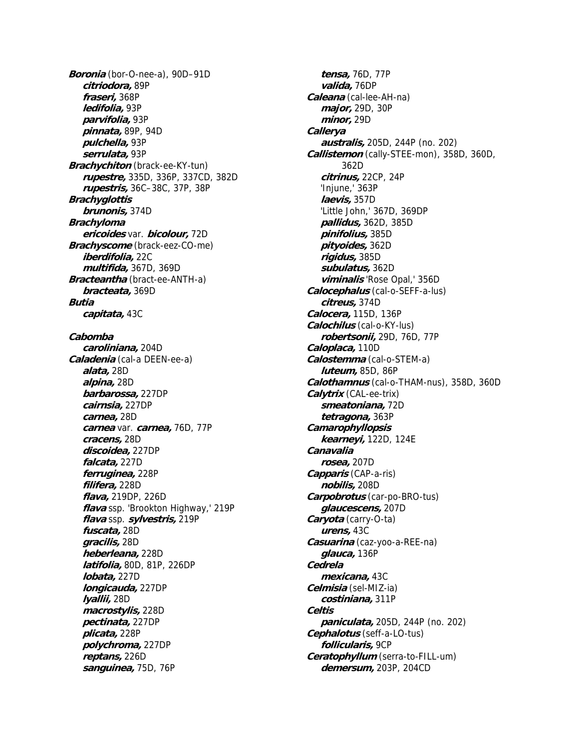***Boronia*** (bor-O-nee-a), 90D–91D
- ***citriodora,*** 89P
- ***fraseri,*** 368P
- ***ledifolia,*** 93P
- ***parvifolia,*** 93P
- ***pinnata,*** 89P, 94D
- ***pulchella,*** 93P
- ***serrulata,*** 93P

***Brachychiton*** (brack-ee-KY-tun)
- ***rupestre,*** 335D, 336P, 337CD, 382D
- ***rupestris,*** 36C–38C, 37P, 38P

***Brachyglottis***
- ***brunonis,*** 374D

***Brachyloma***
- ***ericoides*** var. ***bicolour,*** 72D

***Brachyscome*** (brack-eez-CO-me)
- ***iberdifolia,*** 22C
- ***multifida,*** 367D, 369D

***Bracteantha*** (bract-ee-ANTH-a)
- ***bracteata,*** 369D

***Butia***
- ***capitata,*** 43C

***Cabomba***
- ***caroliniana,*** 204D

***Caladenia*** (cal-a DEEN-ee-a)
- ***alata,*** 28D
- ***alpina,*** 28D
- ***barbarossa,*** 227DP
- ***cairnsia,*** 227DP
- ***carnea,*** 28D
- ***carnea*** var. ***carnea,*** 76D, 77P
- ***cracens,*** 28D
- ***discoidea,*** 227DP
- ***falcata,*** 227D
- ***ferruginea,*** 228P
- ***filifera,*** 228D
- ***flava,*** 219DP, 226D
- ***flava*** ssp. 'Brookton Highway,' 219P
- ***flava*** ssp. ***sylvestris,*** 219P
- ***fuscata,*** 28D
- ***gracilis,*** 28D
- ***heberleana,*** 228D
- ***latifolia,*** 80D, 81P, 226DP
- ***lobata,*** 227D
- ***longicauda,*** 227DP
- ***lyallii,*** 28D
- ***macrostylis,*** 228D
- ***pectinata,*** 227DP
- ***plicata,*** 228P
- ***polychroma,*** 227DP
- ***reptans,*** 226D
- ***sanguinea,*** 75D, 76P
- ***tensa,*** 76D, 77P
- ***valida,*** 76DP

***Caleana*** (cal-lee-AH-na)
- ***major,*** 29D, 30P
- ***minor,*** 29D

***Callerya***
- ***australis,*** 205D, 244P (no. 202)

***Callistemon*** (cally-STEE-mon), 358D, 360D, 362D
- ***citrinus,*** 22CP, 24P
- 'Injune,' 363P
- ***laevis,*** 357D
- 'Little John,' 367D, 369DP
- ***pallidus,*** 362D, 385D
- ***pinifolius,*** 385D
- ***pityoides,*** 362D
- ***rigidus,*** 385D
- ***subulatus,*** 362D
- ***viminalis*** 'Rose Opal,' 356D

***Calocephalus*** (cal-o-SEFF-a-lus)
- ***citreus,*** 374D

***Calocera,*** 115D, 136P

***Calochilus*** (cal-o-KY-lus)
- ***robertsonii,*** 29D, 76D, 77P

***Caloplaca,*** 110D

***Calostemma*** (cal-o-STEM-a)
- ***luteum,*** 85D, 86P

***Calothamnus*** (cal-o-THAM-nus), 358D, 360D

***Calytrix*** (CAL-ee-trix)
- ***smeatoniana,*** 72D
- ***tetragona,*** 363P

***Camarophyllopsis***
- ***kearneyi,*** 122D, 124E

***Canavalia***
- ***rosea,*** 207D

***Capparis*** (CAP-a-ris)
- ***nobilis,*** 208D

***Carpobrotus*** (car-po-BRO-tus)
- ***glaucescens,*** 207D

***Caryota*** (carry-O-ta)
- ***urens,*** 43C

***Casuarina*** (caz-yoo-a-REE-na)
- ***glauca,*** 136P

***Cedrela***
- ***mexicana,*** 43C

***Celmisia*** (sel-MIZ-ia)
- ***costiniana,*** 311P

***Celtis***
- ***paniculata,*** 205D, 244P (no. 202)

***Cephalotus*** (seff-a-LO-tus)
- ***follicularis,*** 9CP

***Ceratophyllum*** (serra-to-FILL-um)
- ***demersum,*** 203P, 204CD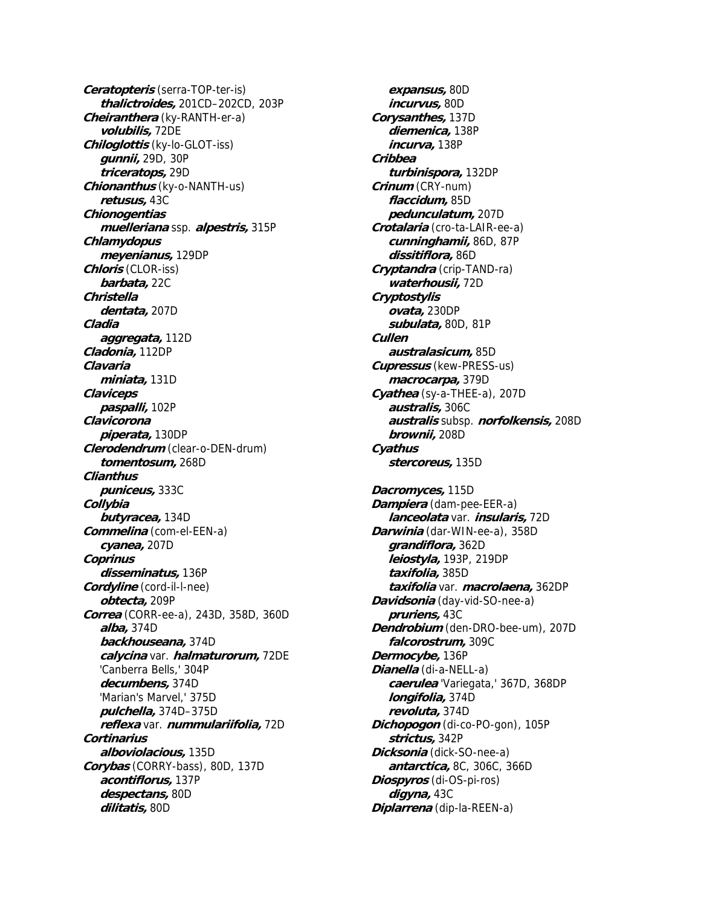***Ceratopteris*** (serra-TOP-ter-is)
  ***thalictroides,*** 201CD–202CD, 203P
***Cheiranthera*** (ky-RANTH-er-a)
  ***volubilis,*** 72DE
***Chiloglottis*** (ky-lo-GLOT-iss)
  ***gunnii,*** 29D, 30P
  ***triceratops,*** 29D
***Chionanthus*** (ky-o-NANTH-us)
  ***retusus,*** 43C
***Chionogentias***
  ***muelleriana*** ssp. ***alpestris,*** 315P
***Chlamydopus***
  ***meyenianus,*** 129DP
***Chloris*** (CLOR-iss)
  ***barbata,*** 22C
***Christella***
  ***dentata,*** 207D
***Cladia***
  ***aggregata,*** 112D
***Cladonia,*** 112DP
***Clavaria***
  ***miniata,*** 131D
***Claviceps***
  ***paspalli,*** 102P
***Clavicorona***
  ***piperata,*** 130DP
***Clerodendrum*** (clear-o-DEN-drum)
  ***tomentosum,*** 268D
***Clianthus***
  ***puniceus,*** 333C
***Collybia***
  ***butyracea,*** 134D
***Commelina*** (com-el-EEN-a)
  ***cyanea,*** 207D
***Coprinus***
  ***disseminatus,*** 136P
***Cordyline*** (cord-il-I-nee)
  ***obtecta,*** 209P
***Correa*** (CORR-ee-a), 243D, 358D, 360D
  ***alba,*** 374D
  ***backhouseana,*** 374D
  ***calycina*** var. ***halmaturorum,*** 72DE
  'Canberra Bells,' 304P
  ***decumbens,*** 374D
  'Marian's Marvel,' 375D
  ***pulchella,*** 374D–375D
  ***reflexa*** var. ***nummulariifolia,*** 72D
***Cortinarius***
  ***alboviolacious,*** 135D
***Corybas*** (CORRY-bass), 80D, 137D
  ***acontiflorus,*** 137P
  ***despectans,*** 80D
  ***dilitatis,*** 80D
  ***expansus,*** 80D
  ***incurvus,*** 80D
***Corysanthes,*** 137D
  ***diemenica,*** 138P
  ***incurva,*** 138P
***Cribbea***
  ***turbinispora,*** 132DP
***Crinum*** (CRY-num)
  ***flaccidum,*** 85D
  ***pedunculatum,*** 207D
***Crotalaria*** (cro-ta-LAIR-ee-a)
  ***cunninghamii,*** 86D, 87P
  ***dissitiflora,*** 86D
***Cryptandra*** (crip-TAND-ra)
  ***waterhousii,*** 72D
***Cryptostylis***
  ***ovata,*** 230DP
  ***subulata,*** 80D, 81P
***Cullen***
  ***australasicum,*** 85D
***Cupressus*** (kew-PRESS-us)
  ***macrocarpa,*** 379D
***Cyathea*** (sy-a-THEE-a), 207D
  ***australis,*** 306C
  ***australis*** subsp. ***norfolkensis,*** 208D
  ***brownii,*** 208D
***Cyathus***
  ***stercoreus,*** 135D

***Dacromyces,*** 115D
***Dampiera*** (dam-pee-EER-a)
  ***lanceolata*** var. ***insularis,*** 72D
***Darwinia*** (dar-WIN-ee-a), 358D
  ***grandiflora,*** 362D
  ***leiostyla,*** 193P, 219DP
  ***taxifolia,*** 385D
  ***taxifolia*** var. ***macrolaena,*** 362DP
***Davidsonia*** (day-vid-SO-nee-a)
  ***pruriens,*** 43C
***Dendrobium*** (den-DRO-bee-um), 207D
  ***falcorostrum,*** 309C
***Dermocybe,*** 136P
***Dianella*** (di-a-NELL-a)
  ***caerulea*** 'Variegata,' 367D, 368DP
  ***longifolia,*** 374D
  ***revoluta,*** 374D
***Dichopogon*** (di-co-PO-gon), 105P
  ***strictus,*** 342P
***Dicksonia*** (dick-SO-nee-a)
  ***antarctica,*** 8C, 306C, 366D
***Diospyros*** (di-OS-pi-ros)
  ***digyna,*** 43C
***Diplarrena*** (dip-la-REEN-a)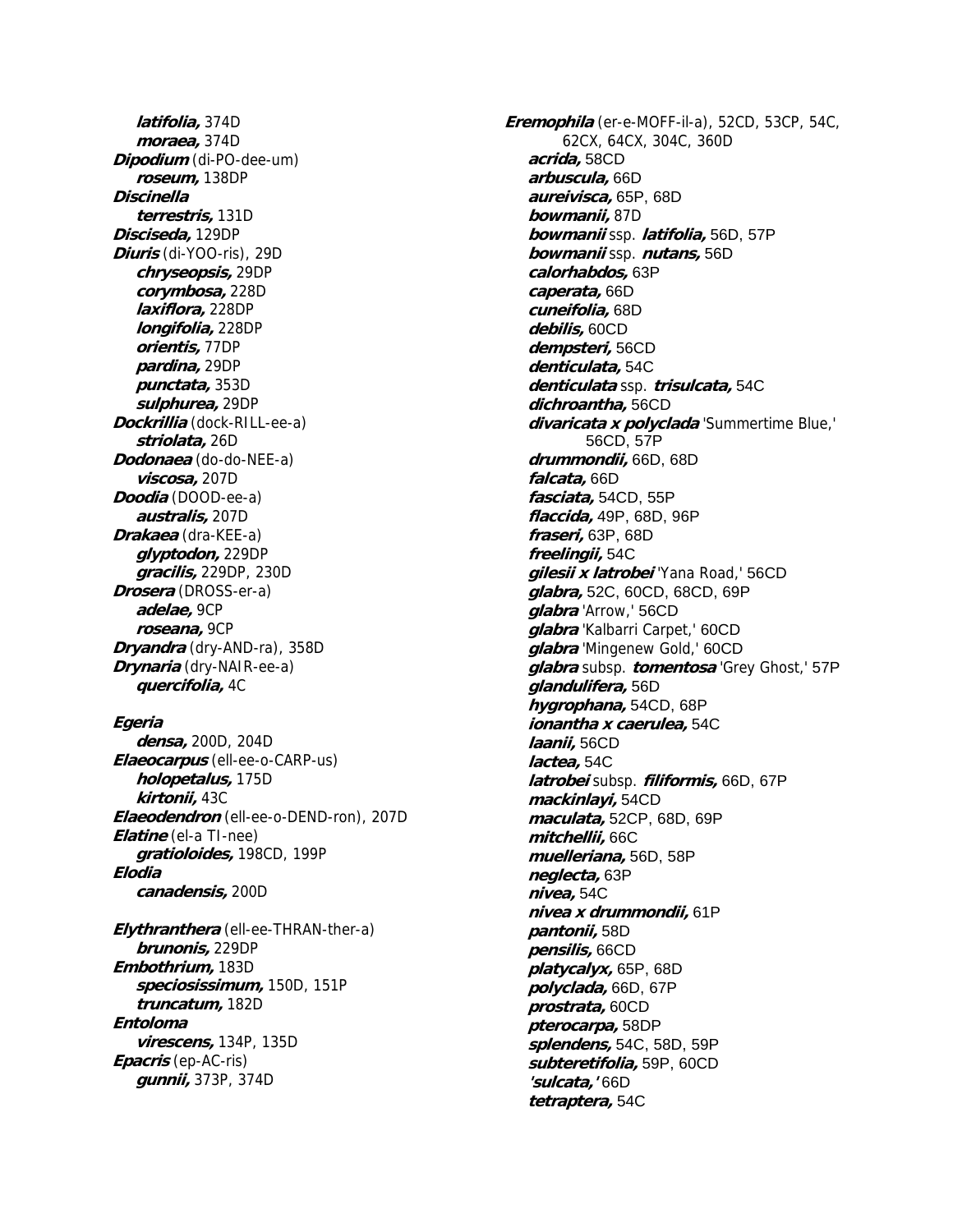***latifolia,*** 374D
***moraea,*** 374D
***Dipodium*** (di-PO-dee-um)
***roseum,*** 138DP
***Discinella***
***terrestris,*** 131D
***Disciseda,*** 129DP
***Diuris*** (di-YOO-ris), 29D
***chryseopsis,*** 29DP
***corymbosa,*** 228D
***laxiflora,*** 228DP
***longifolia,*** 228DP
***orientis,*** 77DP
***pardina,*** 29DP
***punctata,*** 353D
***sulphurea,*** 29DP
***Dockrillia*** (dock-RILL-ee-a)
***striolata,*** 26D
***Dodonaea*** (do-do-NEE-a)
***viscosa,*** 207D
***Doodia*** (DOOD-ee-a)
***australis,*** 207D
***Drakaea*** (dra-KEE-a)
***glyptodon,*** 229DP
***gracilis,*** 229DP, 230D
***Drosera*** (DROSS-er-a)
***adelae,*** 9CP
***roseana,*** 9CP
***Dryandra*** (dry-AND-ra), 358D
***Drynaria*** (dry-NAIR-ee-a)
***quercifolia,*** 4C

***Egeria***
***densa,*** 200D, 204D
***Elaeocarpus*** (ell-ee-o-CARP-us)
***holopetalus,*** 175D
***kirtonii,*** 43C
***Elaeodendron*** (ell-ee-o-DEND-ron), 207D
***Elatine*** (el-a TI-nee)
***gratioloides,*** 198CD, 199P
***Elodia***
***canadensis,*** 200D

***Elythranthera*** (ell-ee-THRAN-ther-a)
***brunonis,*** 229DP
***Embothrium,*** 183D
***speciosissimum,*** 150D, 151P
***truncatum,*** 182D
***Entoloma***
***virescens,*** 134P, 135D
***Epacris*** (ep-AC-ris)
***gunnii,*** 373P, 374D

***Eremophila*** (er-e-MOFF-il-a), 52CD, 53CP, 54C, 62CX, 64CX, 304C, 360D
***acrida,*** 58CD
***arbuscula,*** 66D
***aureivisca,*** 65P, 68D
***bowmanii,*** 87D
***bowmanii*** ssp. ***latifolia,*** 56D, 57P
***bowmanii*** ssp. ***nutans,*** 56D
***calorhabdos,*** 63P
***caperata,*** 66D
***cuneifolia,*** 68D
***debilis,*** 60CD
***dempsteri,*** 56CD
***denticulata,*** 54C
***denticulata*** ssp. ***trisulcata,*** 54C
***dichroantha,*** 56CD
***divaricata x polyclada*** 'Summertime Blue,' 56CD, 57P
***drummondii,*** 66D, 68D
***falcata,*** 66D
***fasciata,*** 54CD, 55P
***flaccida,*** 49P, 68D, 96P
***fraseri,*** 63P, 68D
***freelingii,*** 54C
***gilesii x latrobei*** 'Yana Road,' 56CD
***glabra,*** 52C, 60CD, 68CD, 69P
***glabra*** 'Arrow,' 56CD
***glabra*** 'Kalbarri Carpet,' 60CD
***glabra*** 'Mingenew Gold,' 60CD
***glabra*** subsp. ***tomentosa*** 'Grey Ghost,' 57P
***glandulifera,*** 56D
***hygrophana,*** 54CD, 68P
***ionantha x caerulea,*** 54C
***laanii,*** 56CD
***lactea,*** 54C
***latrobei*** subsp. ***filiformis,*** 66D, 67P
***mackinlayi,*** 54CD
***maculata,*** 52CP, 68D, 69P
***mitchellii,*** 66C
***muelleriana,*** 56D, 58P
***neglecta,*** 63P
***nivea,*** 54C
***nivea x drummondii,*** 61P
***pantonii,*** 58D
***pensilis,*** 66CD
***platycalyx,*** 65P, 68D
***polyclada,*** 66D, 67P
***prostrata,*** 60CD
***pterocarpa,*** 58DP
***splendens,*** 54C, 58D, 59P
***subteretifolia,*** 59P, 60CD
***'sulcata,'*** 66D
***tetraptera,*** 54C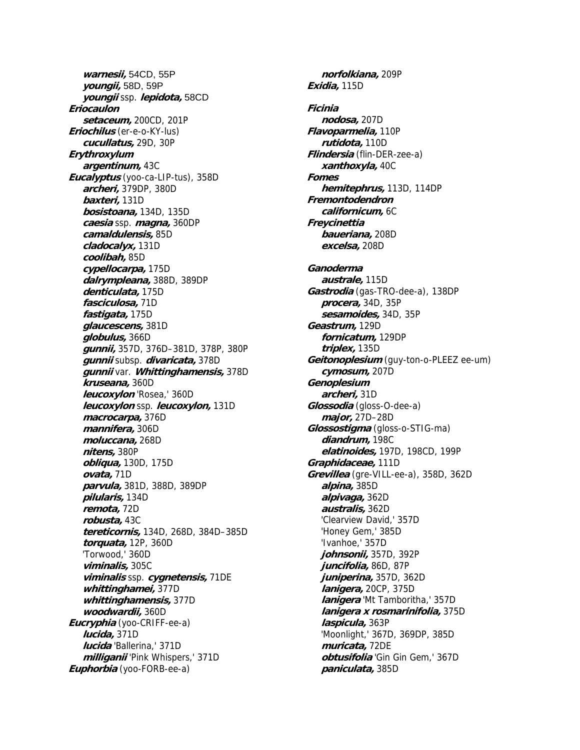*warnesii,* 54CD, 55P
*youngii,* 58D, 59P
*youngii* ssp. ***lepidota,*** 58CD

***Eriocaulon***
*setaceum,* 200CD, 201P

***Eriochilus*** (er-e-o-KY-lus)
*cucullatus,* 29D, 30P

***Erythroxylum***
*argentinum,* 43C

***Eucalyptus*** (yoo-ca-LIP-tus), 358D
*archeri,* 379DP, 380D
*baxteri,* 131D
*bosistoana,* 134D, 135D
*caesia* ssp. ***magna,*** 360DP
*camaldulensis,* 85D
*cladocalyx,* 131D
*coolibah,* 85D
*cypellocarpa,* 175D
*dalrympleana,* 388D, 389DP
*denticulata,* 175D
*fasciculosa,* 71D
*fastigata,* 175D
*glaucescens,* 381D
*globulus,* 366D
*gunnii,* 357D, 376D–381D, 378P, 380P
*gunnii* subsp. ***divaricata,*** 378D
*gunnii* var. ***Whittinghamensis,*** 378D
*kruseana,* 360D
*leucoxylon* 'Rosea,' 360D
*leucoxylon* ssp. ***leucoxylon,*** 131D
*macrocarpa,* 376D
*mannifera,* 306D
*moluccana,* 268D
*nitens,* 380P
*obliqua,* 130D, 175D
*ovata,* 71D
*parvula,* 381D, 388D, 389DP
*pilularis,* 134D
*remota,* 72D
*robusta,* 43C
*tereticornis,* 134D, 268D, 384D–385D
*torquata,* 12P, 360D
'Torwood,' 360D
*viminalis,* 305C
*viminalis* ssp. ***cygnetensis,*** 71DE
*whittinghamei,* 377D
*whittinghamensis,* 377D
*woodwardii,* 360D

***Eucryphia*** (yoo-CRIFF-ee-a)
*lucida,* 371D
*lucida* 'Ballerina,' 371D
*milliganii* 'Pink Whispers,' 371D

***Euphorbia*** (yoo-FORB-ee-a)
*norfolkiana,* 209P

***Exidia,*** 115D

***Ficinia***
*nodosa,* 207D

***Flavoparmelia,*** 110P
*rutidota,* 110D

***Flindersia*** (flin-DER-zee-a)
*xanthoxyla,* 40C

***Fomes***
*hemitephrus,* 113D, 114DP

***Fremontodendron***
*californicum,* 6C

***Freycinettia***
*baueriana,* 208D
*excelsa,* 208D

***Ganoderma***
*australe,* 115D

***Gastrodia*** (gas-TRO-dee-a), 138DP
*procera,* 34D, 35P
*sesamoides,* 34D, 35P

***Geastrum,*** 129D
*fornicatum,* 129DP
*triplex,* 135D

***Geitonoplesium*** (guy-ton-o-PLEEZ ee-um)
*cymosum,* 207D

***Genoplesium***
*archeri,* 31D

***Glossodia*** (gloss-O-dee-a)
*major,* 27D–28D

***Glossostigma*** (gloss-o-STIG-ma)
*diandrum,* 198C
*elatinoides,* 197D, 198CD, 199P

***Graphidaceae,*** 111D

***Grevillea*** (gre-VILL-ee-a), 358D, 362D
*alpina,* 385D
*alpivaga,* 362D
*australis,* 362D
'Clearview David,' 357D
'Honey Gem,' 385D
'Ivanhoe,' 357D
*johnsonii,* 357D, 392P
*juncifolia,* 86D, 87P
*juniperina,* 357D, 362D
*lanigera,* 20CP, 375D
*lanigera* 'Mt Tamboritha,' 357D
*lanigera x rosmarinifolia,* 375D
*laspicula,* 363P
'Moonlight,' 367D, 369DP, 385D
*muricata,* 72DE
*obtusifolia* 'Gin Gin Gem,' 367D
*paniculata,* 385D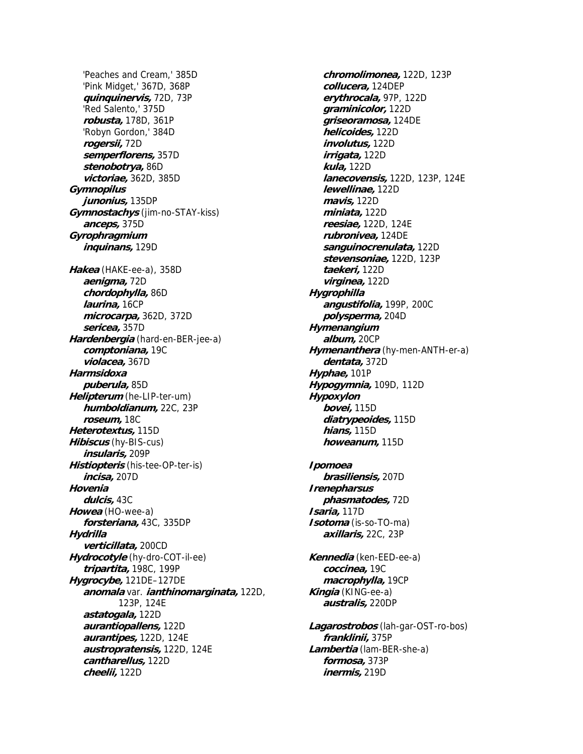'Peaches and Cream,' 385D
'Pink Midget,' 367D, 368P
***quinquinervis,*** 72D, 73P
'Red Salento,' 375D
***robusta,*** 178D, 361P
'Robyn Gordon,' 384D
***rogersii,*** 72D
***semperflorens,*** 357D
***stenobotrya,*** 86D
***victoriae,*** 362D, 385D

***Gymnopilus***
***junonius,*** 135DP

***Gymnostachys*** (jim-no-STAY-kiss)
***anceps,*** 375D

***Gyrophragmium***
***inquinans,*** 129D

***Hakea*** (HAKE-ee-a), 358D
***aenigma,*** 72D
***chordophylla,*** 86D
***laurina,*** 16CP
***microcarpa,*** 362D, 372D
***sericea,*** 357D

***Hardenbergia*** (hard-en-BER-jee-a)
***comptoniana,*** 19C
***violacea,*** 367D

***Harmsidoxa***
***puberula,*** 85D

***Helipterum*** (he-LIP-ter-um)
***humboldianum,*** 22C, 23P
***roseum,*** 18C

***Heterotextus,*** 115D

***Hibiscus*** (hy-BIS-cus)
***insularis,*** 209P

***Histiopteris*** (his-tee-OP-ter-is)
***incisa,*** 207D

***Hovenia***
***dulcis,*** 43C

***Howea*** (HO-wee-a)
***forsteriana,*** 43C, 335DP

***Hydrilla***
***verticillata,*** 200CD

***Hydrocotyle*** (hy-dro-COT-il-ee)
***tripartita,*** 198C, 199P

***Hygrocybe,*** 121DE–127DE
***anomala*** var. ***ianthinomarginata,*** 122D, 123P, 124E
***astatogala,*** 122D
***aurantiopallens,*** 122D
***aurantipes,*** 122D, 124E
***austropratensis,*** 122D, 124E
***cantharellus,*** 122D
***cheelii,*** 122D
***chromolimonea,*** 122D, 123P
***collucera,*** 124DEP
***erythrocala,*** 97P, 122D
***graminicolor,*** 122D
***griseoramosa,*** 124DE
***helicoides,*** 122D
***involutus,*** 122D
***irrigata,*** 122D
***kula,*** 122D
***lanecovensis,*** 122D, 123P, 124E
***lewellinae,*** 122D
***mavis,*** 122D
***miniata,*** 122D
***reesiae,*** 122D, 124E
***rubronivea,*** 124DE
***sanguinocrenulata,*** 122D
***stevensoniae,*** 122D, 123P
***taekeri,*** 122D
***virginea,*** 122D

***Hygrophilla***
***angustifolia,*** 199P, 200C
***polysperma,*** 204D

***Hymenangium***
***album,*** 20CP

***Hymenanthera*** (hy-men-ANTH-er-a)
***dentata,*** 372D

***Hyphae,*** 101P

***Hypogymnia,*** 109D, 112D

***Hypoxylon***
***bovei,*** 115D
***diatrypeoides,*** 115D
***hians,*** 115D
***howeanum,*** 115D

***Ipomoea***
***brasiliensis,*** 207D

***Irenepharsus***
***phasmatodes,*** 72D

***Isaria,*** 117D

***Isotoma*** (is-so-TO-ma)
***axillaris,*** 22C, 23P

***Kennedia*** (ken-EED-ee-a)
***coccinea,*** 19C
***macrophylla,*** 19CP

***Kingia*** (KING-ee-a)
***australis,*** 220DP

***Lagarostrobos*** (lah-gar-OST-ro-bos)
***franklinii,*** 375P

***Lambertia*** (lam-BER-she-a)
***formosa,*** 373P
***inermis,*** 219D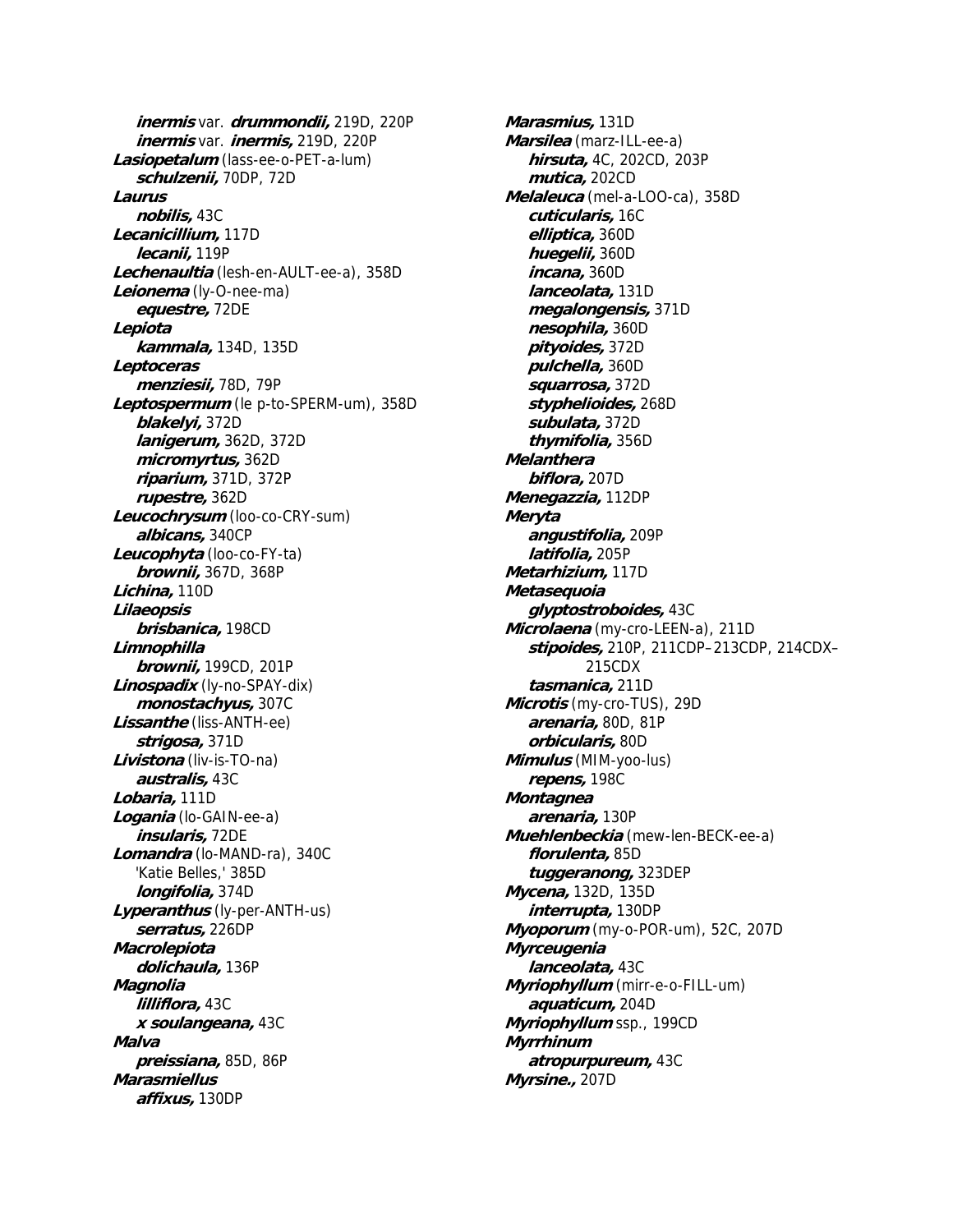***inermis*** var. ***drummondii,*** 219D, 220P
***inermis*** var. ***inermis,*** 219D, 220P
***Lasiopetalum*** (lass-ee-o-PET-a-lum)
***schulzenii,*** 70DP, 72D
***Laurus***
***nobilis,*** 43C
***Lecanicillium,*** 117D
***lecanii,*** 119P
***Lechenaultia*** (lesh-en-AULT-ee-a), 358D
***Leionema*** (ly-O-nee-ma)
***equestre,*** 72DE
***Lepiota***
***kammala,*** 134D, 135D
***Leptoceras***
***menziesii,*** 78D, 79P
***Leptospermum*** (le p-to-SPERM-um), 358D
***blakelyi,*** 372D
***lanigerum,*** 362D, 372D
***micromyrtus,*** 362D
***riparium,*** 371D, 372P
***rupestre,*** 362D
***Leucochrysum*** (loo-co-CRY-sum)
***albicans,*** 340CP
***Leucophyta*** (loo-co-FY-ta)
***brownii,*** 367D, 368P
***Lichina,*** 110D
***Lilaeopsis***
***brisbanica,*** 198CD
***Limnophilla***
***brownii,*** 199CD, 201P
***Linospadix*** (ly-no-SPAY-dix)
***monostachyus,*** 307C
***Lissanthe*** (liss-ANTH-ee)
***strigosa,*** 371D
***Livistona*** (liv-is-TO-na)
***australis,*** 43C
***Lobaria,*** 111D
***Logania*** (lo-GAIN-ee-a)
***insularis,*** 72DE
***Lomandra*** (lo-MAND-ra), 340C
'Katie Belles,' 385D
***longifolia,*** 374D
***Lyperanthus*** (ly-per-ANTH-us)
***serratus,*** 226DP
***Macrolepiota***
***dolichaula,*** 136P
***Magnolia***
***lilliflora,*** 43C
***x soulangeana,*** 43C
***Malva***
***preissiana,*** 85D, 86P
***Marasmiellus***
***affixus,*** 130DP
***Marasmius,*** 131D
***Marsilea*** (marz-ILL-ee-a)
***hirsuta,*** 4C, 202CD, 203P
***mutica,*** 202CD
***Melaleuca*** (mel-a-LOO-ca), 358D
***cuticularis,*** 16C
***elliptica,*** 360D
***huegelii,*** 360D
***incana,*** 360D
***lanceolata,*** 131D
***megalongensis,*** 371D
***nesophila,*** 360D
***pityoides,*** 372D
***pulchella,*** 360D
***squarrosa,*** 372D
***styphelioides,*** 268D
***subulata,*** 372D
***thymifolia,*** 356D
***Melanthera***
***biflora,*** 207D
***Menegazzia,*** 112DP
***Meryta***
***angustifolia,*** 209P
***latifolia,*** 205P
***Metarhizium,*** 117D
***Metasequoia***
***glyptostroboides,*** 43C
***Microlaena*** (my-cro-LEEN-a), 211D
***stipoides,*** 210P, 211CDP–213CDP, 214CDX–215CDX
***tasmanica,*** 211D
***Microtis*** (my-cro-TUS), 29D
***arenaria,*** 80D, 81P
***orbicularis,*** 80D
***Mimulus*** (MIM-yoo-lus)
***repens,*** 198C
***Montagnea***
***arenaria,*** 130P
***Muehlenbeckia*** (mew-len-BECK-ee-a)
***florulenta,*** 85D
***tuggeranong,*** 323DEP
***Mycena,*** 132D, 135D
***interrupta,*** 130DP
***Myoporum*** (my-o-POR-um), 52C, 207D
***Myrceugenia***
***lanceolata,*** 43C
***Myriophyllum*** (mirr-e-o-FILL-um)
***aquaticum,*** 204D
***Myriophyllum*** ssp., 199CD
***Myrrhinum***
***atropurpureum,*** 43C
***Myrsine.,*** 207D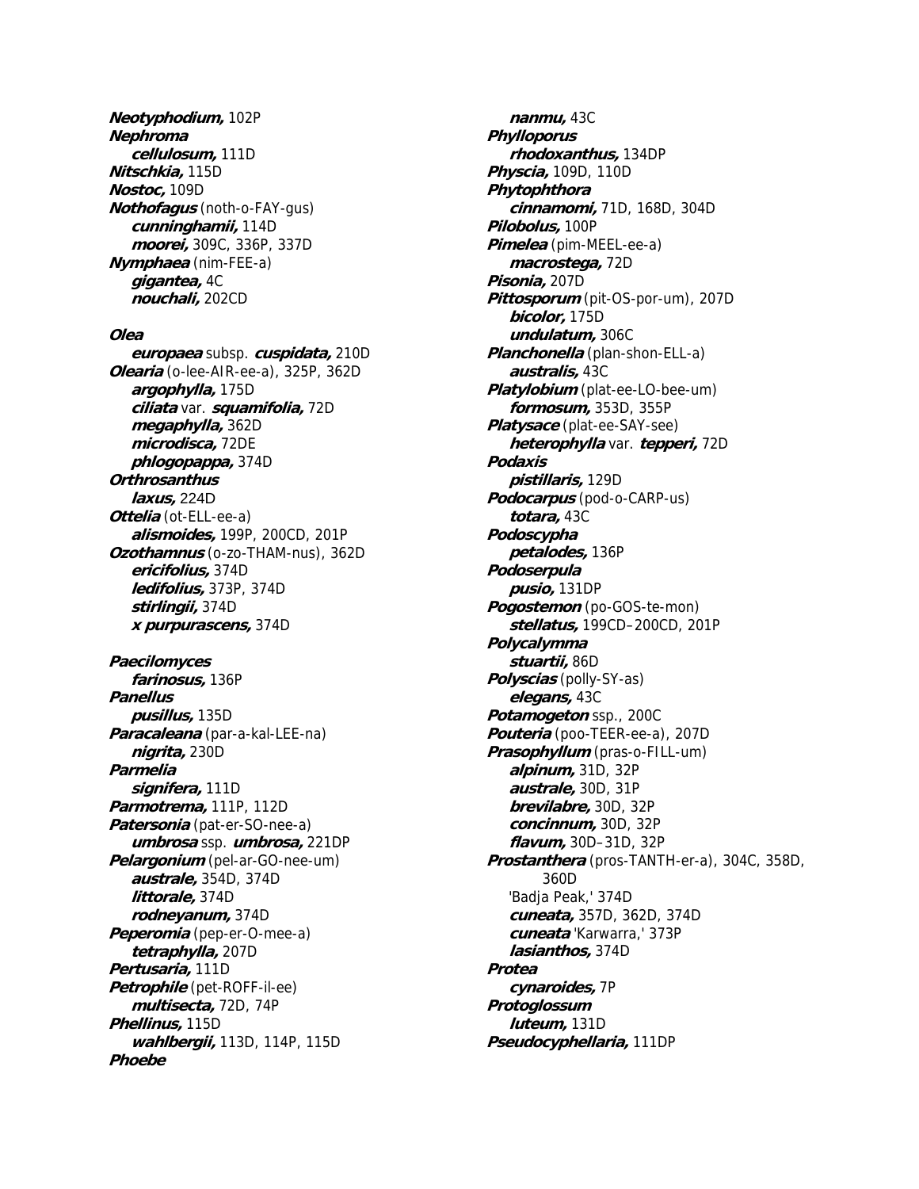***Neotyphodium,*** 102P
***Nephroma***
- ***cellulosum,*** 111D

***Nitschkia,*** 115D
***Nostoc,*** 109D
***Nothofagus*** (noth-o-FAY-gus)
- ***cunninghamii,*** 114D
- ***moorei,*** 309C, 336P, 337D

***Nymphaea*** (nim-FEE-a)
- ***gigantea,*** 4C
- ***nouchali,*** 202CD

***Olea***
- ***europaea*** subsp. ***cuspidata,*** 210D

***Olearia*** (o-lee-AIR-ee-a), 325P, 362D
- ***argophylla,*** 175D
- ***ciliata*** var. ***squamifolia,*** 72D
- ***megaphylla,*** 362D
- ***microdisca,*** 72DE
- ***phlogopappa,*** 374D

***Orthrosanthus***
- ***laxus,*** 224D

***Ottelia*** (ot-ELL-ee-a)
- ***alismoides,*** 199P, 200CD, 201P

***Ozothamnus*** (o-zo-THAM-nus), 362D
- ***ericifolius,*** 374D
- ***ledifolius,*** 373P, 374D
- ***stirlingii,*** 374D
- ***x purpurascens,*** 374D

***Paecilomyces***
- ***farinosus,*** 136P

***Panellus***
- ***pusillus,*** 135D

***Paracaleana*** (par-a-kal-LEE-na)
- ***nigrita,*** 230D

***Parmelia***
- ***signifera,*** 111D

***Parmotrema,*** 111P, 112D
***Patersonia*** (pat-er-SO-nee-a)
- ***umbrosa*** ssp. ***umbrosa,*** 221DP

***Pelargonium*** (pel-ar-GO-nee-um)
- ***australe,*** 354D, 374D
- ***littorale,*** 374D
- ***rodneyanum,*** 374D

***Peperomia*** (pep-er-O-mee-a)
- ***tetraphylla,*** 207D

***Pertusaria,*** 111D
***Petrophile*** (pet-ROFF-il-ee)
- ***multisecta,*** 72D, 74P

***Phellinus,*** 115D
- ***wahlbergii,*** 113D, 114P, 115D

***Phoebe***
- ***nanmu,*** 43C

***Phylloporus***
- ***rhodoxanthus,*** 134DP

***Physcia,*** 109D, 110D
***Phytophthora***
- ***cinnamomi,*** 71D, 168D, 304D

***Pilobolus,*** 100P
***Pimelea*** (pim-MEEL-ee-a)
- ***macrostega,*** 72D

***Pisonia,*** 207D
***Pittosporum*** (pit-OS-por-um), 207D
- ***bicolor,*** 175D
- ***undulatum,*** 306C

***Planchonella*** (plan-shon-ELL-a)
- ***australis,*** 43C

***Platylobium*** (plat-ee-LO-bee-um)
- ***formosum,*** 353D, 355P

***Platysace*** (plat-ee-SAY-see)
- ***heterophylla*** var. ***tepperi,*** 72D

***Podaxis***
- ***pistillaris,*** 129D

***Podocarpus*** (pod-o-CARP-us)
- ***totara,*** 43C

***Podoscypha***
- ***petalodes,*** 136P

***Podoserpula***
- ***pusio,*** 131DP

***Pogostemon*** (po-GOS-te-mon)
- ***stellatus,*** 199CD–200CD, 201P

***Polycalymma***
- ***stuartii,*** 86D

***Polyscias*** (polly-SY-as)
- ***elegans,*** 43C

***Potamogeton*** ssp., 200C
***Pouteria*** (poo-TEER-ee-a), 207D
***Prasophyllum*** (pras-o-FILL-um)
- ***alpinum,*** 31D, 32P
- ***australe,*** 30D, 31P
- ***brevilabre,*** 30D, 32P
- ***concinnum,*** 30D, 32P
- ***flavum,*** 30D–31D, 32P

***Prostanthera*** (pros-TANTH-er-a), 304C, 358D, 360D
- 'Badja Peak,' 374D
- ***cuneata,*** 357D, 362D, 374D
- ***cuneata*** 'Karwarra,' 373P
- ***lasianthos,*** 374D

***Protea***
- ***cynaroides,*** 7P

***Protoglossum***
- ***luteum,*** 131D

***Pseudocyphellaria,*** 111DP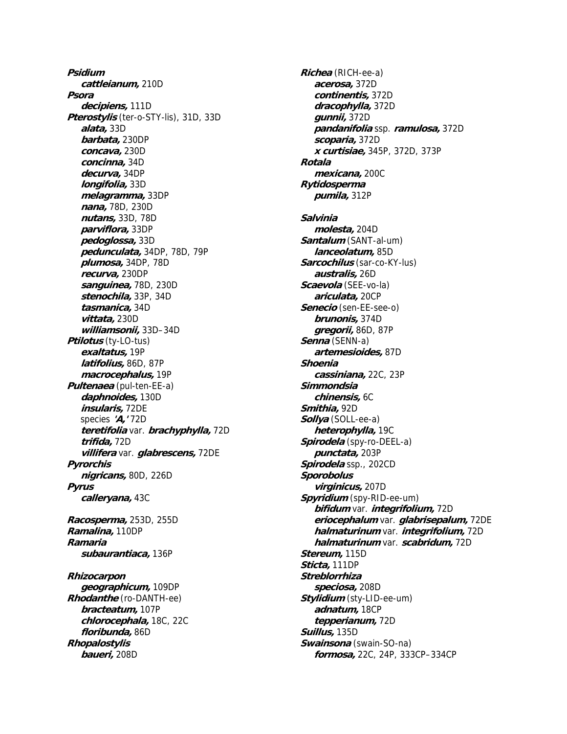***Psidium***
&nbsp;&nbsp;&nbsp;&nbsp;***cattleianum,*** 210D
***Psora***
&nbsp;&nbsp;&nbsp;&nbsp;***decipiens,*** 111D
***Pterostylis*** (ter-o-STY-lis), 31D, 33D
&nbsp;&nbsp;&nbsp;&nbsp;***alata,*** 33D
&nbsp;&nbsp;&nbsp;&nbsp;***barbata,*** 230DP
&nbsp;&nbsp;&nbsp;&nbsp;***concava,*** 230D
&nbsp;&nbsp;&nbsp;&nbsp;***concinna,*** 34D
&nbsp;&nbsp;&nbsp;&nbsp;***decurva,*** 34DP
&nbsp;&nbsp;&nbsp;&nbsp;***longifolia,*** 33D
&nbsp;&nbsp;&nbsp;&nbsp;***melagramma,*** 33DP
&nbsp;&nbsp;&nbsp;&nbsp;***nana,*** 78D, 230D
&nbsp;&nbsp;&nbsp;&nbsp;***nutans,*** 33D, 78D
&nbsp;&nbsp;&nbsp;&nbsp;***parviflora,*** 33DP
&nbsp;&nbsp;&nbsp;&nbsp;***pedoglossa,*** 33D
&nbsp;&nbsp;&nbsp;&nbsp;***pedunculata,*** 34DP, 78D, 79P
&nbsp;&nbsp;&nbsp;&nbsp;***plumosa,*** 34DP, 78D
&nbsp;&nbsp;&nbsp;&nbsp;***recurva,*** 230DP
&nbsp;&nbsp;&nbsp;&nbsp;***sanguinea,*** 78D, 230D
&nbsp;&nbsp;&nbsp;&nbsp;***stenochila,*** 33P, 34D
&nbsp;&nbsp;&nbsp;&nbsp;***tasmanica,*** 34D
&nbsp;&nbsp;&nbsp;&nbsp;***vittata,*** 230D
&nbsp;&nbsp;&nbsp;&nbsp;***williamsonii,*** 33D–34D
***Ptilotus*** (ty-LO-tus)
&nbsp;&nbsp;&nbsp;&nbsp;***exaltatus,*** 19P
&nbsp;&nbsp;&nbsp;&nbsp;***latifolius,*** 86D, 87P
&nbsp;&nbsp;&nbsp;&nbsp;***macrocephalus,*** 19P
***Pultenaea*** (pul-ten-EE-a)
&nbsp;&nbsp;&nbsp;&nbsp;***daphnoides,*** 130D
&nbsp;&nbsp;&nbsp;&nbsp;***insularis,*** 72DE
&nbsp;&nbsp;&nbsp;&nbsp;species ***'A,'*** 72D
&nbsp;&nbsp;&nbsp;&nbsp;***teretifolia*** var. ***brachyphylla,*** 72D
&nbsp;&nbsp;&nbsp;&nbsp;***trifida,*** 72D
&nbsp;&nbsp;&nbsp;&nbsp;***villifera*** var. ***glabrescens,*** 72DE
***Pyrorchis***
&nbsp;&nbsp;&nbsp;&nbsp;***nigricans,*** 80D, 226D
***Pyrus***
&nbsp;&nbsp;&nbsp;&nbsp;***calleryana,*** 43C

***Racosperma,*** 253D, 255D
***Ramalina,*** 110DP
***Ramaria***
&nbsp;&nbsp;&nbsp;&nbsp;***subaurantiaca,*** 136P

***Rhizocarpon***
&nbsp;&nbsp;&nbsp;&nbsp;***geographicum,*** 109DP
***Rhodanthe*** (ro-DANTH-ee)
&nbsp;&nbsp;&nbsp;&nbsp;***bracteatum,*** 107P
&nbsp;&nbsp;&nbsp;&nbsp;***chlorocephala,*** 18C, 22C
&nbsp;&nbsp;&nbsp;&nbsp;***floribunda,*** 86D
***Rhopalostylis***
&nbsp;&nbsp;&nbsp;&nbsp;***baueri,*** 208D

***Richea*** (RICH-ee-a)
&nbsp;&nbsp;&nbsp;&nbsp;***acerosa,*** 372D
&nbsp;&nbsp;&nbsp;&nbsp;***continentis,*** 372D
&nbsp;&nbsp;&nbsp;&nbsp;***dracophylla,*** 372D
&nbsp;&nbsp;&nbsp;&nbsp;***gunnii,*** 372D
&nbsp;&nbsp;&nbsp;&nbsp;***pandanifolia*** ssp. ***ramulosa,*** 372D
&nbsp;&nbsp;&nbsp;&nbsp;***scoparia,*** 372D
&nbsp;&nbsp;&nbsp;&nbsp;***x curtisiae,*** 345P, 372D, 373P
***Rotala***
&nbsp;&nbsp;&nbsp;&nbsp;***mexicana,*** 200C
***Rytidosperma***
&nbsp;&nbsp;&nbsp;&nbsp;***pumila,*** 312P

***Salvinia***
&nbsp;&nbsp;&nbsp;&nbsp;***molesta,*** 204D
***Santalum*** (SANT-al-um)
&nbsp;&nbsp;&nbsp;&nbsp;***lanceolatum,*** 85D
***Sarcochilus*** (sar-co-KY-lus)
&nbsp;&nbsp;&nbsp;&nbsp;***australis,*** 26D
***Scaevola*** (SEE-vo-la)
&nbsp;&nbsp;&nbsp;&nbsp;***ariculata,*** 20CP
***Senecio*** (sen-EE-see-o)
&nbsp;&nbsp;&nbsp;&nbsp;***brunonis,*** 374D
&nbsp;&nbsp;&nbsp;&nbsp;***gregorii,*** 86D, 87P
***Senna*** (SENN-a)
&nbsp;&nbsp;&nbsp;&nbsp;***artemesioides,*** 87D
***Shoenia***
&nbsp;&nbsp;&nbsp;&nbsp;***cassiniana,*** 22C, 23P
***Simmondsia***
&nbsp;&nbsp;&nbsp;&nbsp;***chinensis,*** 6C
***Smithia,*** 92D
***Sollya*** (SOLL-ee-a)
&nbsp;&nbsp;&nbsp;&nbsp;***heterophylla,*** 19C
***Spirodela*** (spy-ro-DEEL-a)
&nbsp;&nbsp;&nbsp;&nbsp;***punctata,*** 203P
***Spirodela*** ssp., 202CD
***Sporobolus***
&nbsp;&nbsp;&nbsp;&nbsp;***virginicus,*** 207D
***Spyridium*** (spy-RID-ee-um)
&nbsp;&nbsp;&nbsp;&nbsp;***bifidum*** var. ***integrifolium,*** 72D
&nbsp;&nbsp;&nbsp;&nbsp;***eriocephalum*** var. ***glabrisepalum,*** 72DE
&nbsp;&nbsp;&nbsp;&nbsp;***halmaturinum*** var. ***integrifolium,*** 72D
&nbsp;&nbsp;&nbsp;&nbsp;***halmaturinum*** var. ***scabridum,*** 72D
***Stereum,*** 115D
***Sticta,*** 111DP
***Streblorrhiza***
&nbsp;&nbsp;&nbsp;&nbsp;***speciosa,*** 208D
***Stylidium*** (sty-LID-ee-um)
&nbsp;&nbsp;&nbsp;&nbsp;***adnatum,*** 18CP
&nbsp;&nbsp;&nbsp;&nbsp;***tepperianum,*** 72D
***Suillus,*** 135D
***Swainsona*** (swain-SO-na)
&nbsp;&nbsp;&nbsp;&nbsp;***formosa,*** 22C, 24P, 333CP–334CP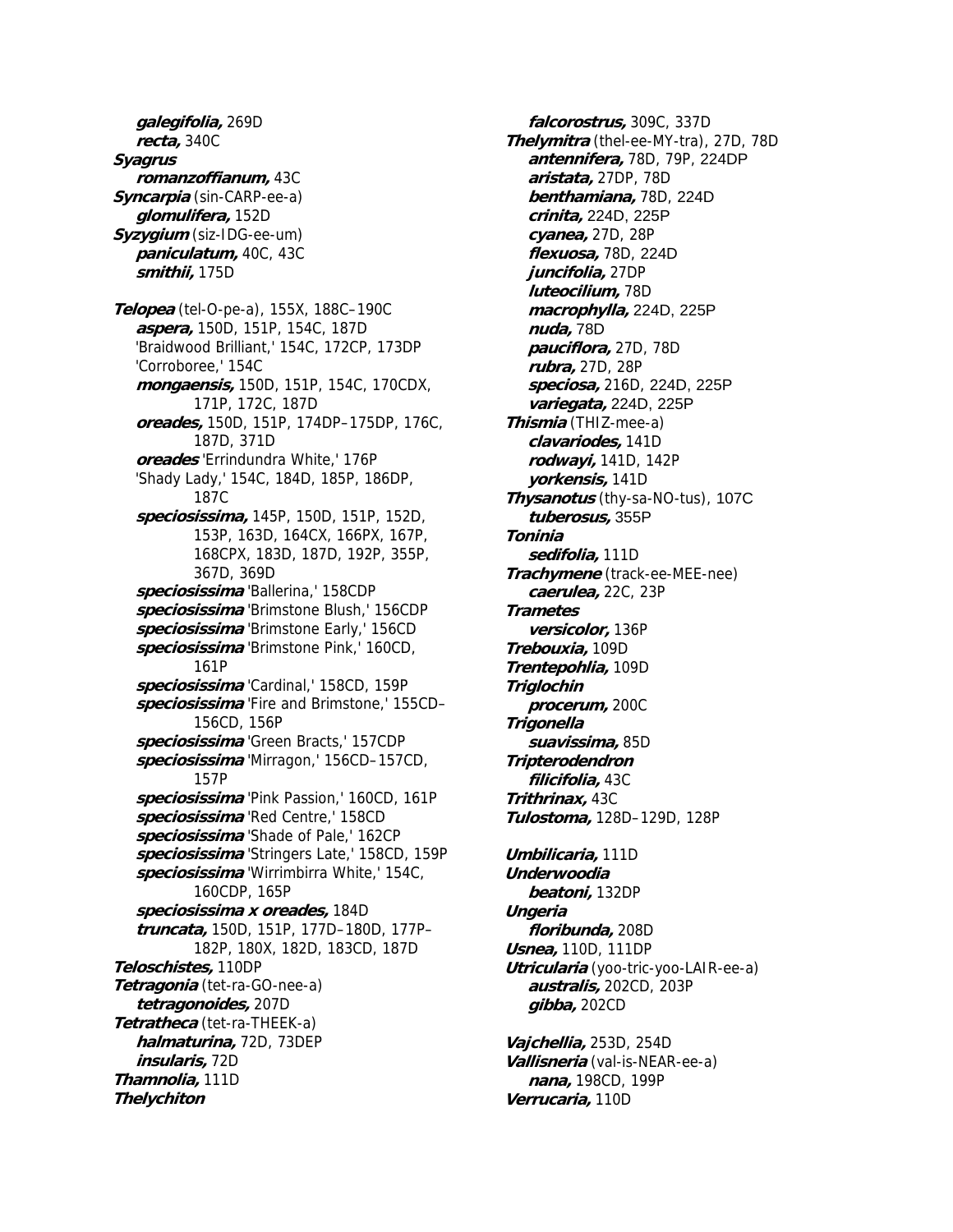***galegifolia,*** 269D
***recta,*** 340C
***Syagrus***
***romanzoffianum,*** 43C
***Syncarpia*** (sin-CARP-ee-a)
***glomulifera,*** 152D
***Syzygium*** (siz-IDG-ee-um)
***paniculatum,*** 40C, 43C
***smithii,*** 175D

***Telopea*** (tel-O-pe-a), 155X, 188C–190C
***aspera,*** 150D, 151P, 154C, 187D
'Braidwood Brilliant,' 154C, 172CP, 173DP
'Corroboree,' 154C
***mongaensis,*** 150D, 151P, 154C, 170CDX, 171P, 172C, 187D
***oreades,*** 150D, 151P, 174DP–175DP, 176C, 187D, 371D
***oreades*** 'Errindundra White,' 176P
'Shady Lady,' 154C, 184D, 185P, 186DP, 187C
***speciosissima,*** 145P, 150D, 151P, 152D, 153P, 163D, 164CX, 166PX, 167P, 168CPX, 183D, 187D, 192P, 355P, 367D, 369D
***speciosissima*** 'Ballerina,' 158CDP
***speciosissima*** 'Brimstone Blush,' 156CDP
***speciosissima*** 'Brimstone Early,' 156CD
***speciosissima*** 'Brimstone Pink,' 160CD, 161P
***speciosissima*** 'Cardinal,' 158CD, 159P
***speciosissima*** 'Fire and Brimstone,' 155CD–156CD, 156P
***speciosissima*** 'Green Bracts,' 157CDP
***speciosissima*** 'Mirragon,' 156CD–157CD, 157P
***speciosissima*** 'Pink Passion,' 160CD, 161P
***speciosissima*** 'Red Centre,' 158CD
***speciosissima*** 'Shade of Pale,' 162CP
***speciosissima*** 'Stringers Late,' 158CD, 159P
***speciosissima*** 'Wirrimbirra White,' 154C, 160CDP, 165P
***speciosissima x oreades,*** 184D
***truncata,*** 150D, 151P, 177D–180D, 177P–182P, 180X, 182D, 183CD, 187D
***Teloschistes,*** 110DP
***Tetragonia*** (tet-ra-GO-nee-a)
***tetragonoides,*** 207D
***Tetratheca*** (tet-ra-THEEK-a)
***halmaturina,*** 72D, 73DEP
***insularis,*** 72D
***Thamnolia,*** 111D
***Thelychiton***
***falcorostrus,*** 309C, 337D
***Thelymitra*** (thel-ee-MY-tra), 27D, 78D
***antennifera,*** 78D, 79P, 224DP
***aristata,*** 27DP, 78D
***benthamiana,*** 78D, 224D
***crinita,*** 224D, 225P
***cyanea,*** 27D, 28P
***flexuosa,*** 78D, 224D
***juncifolia,*** 27DP
***luteocilium,*** 78D
***macrophylla,*** 224D, 225P
***nuda,*** 78D
***pauciflora,*** 27D, 78D
***rubra,*** 27D, 28P
***speciosa,*** 216D, 224D, 225P
***variegata,*** 224D, 225P
***Thismia*** (THIZ-mee-a)
***clavariodes,*** 141D
***rodwayi,*** 141D, 142P
***yorkensis,*** 141D
***Thysanotus*** (thy-sa-NO-tus), 107C
***tuberosus,*** 355P
***Toninia***
***sedifolia,*** 111D
***Trachymene*** (track-ee-MEE-nee)
***caerulea,*** 22C, 23P
***Trametes***
***versicolor,*** 136P
***Trebouxia,*** 109D
***Trentepohlia,*** 109D
***Triglochin***
***procerum,*** 200C
***Trigonella***
***suavissima,*** 85D
***Tripterodendron***
***filicifolia,*** 43C
***Trithrinax,*** 43C
***Tulostoma,*** 128D–129D, 128P

***Umbilicaria,*** 111D
***Underwoodia***
***beatoni,*** 132DP
***Ungeria***
***floribunda,*** 208D
***Usnea,*** 110D, 111DP
***Utricularia*** (yoo-tric-yoo-LAIR-ee-a)
***australis,*** 202CD, 203P
***gibba,*** 202CD

***Vajchellia,*** 253D, 254D
***Vallisneria*** (val-is-NEAR-ee-a)
***nana,*** 198CD, 199P
***Verrucaria,*** 110D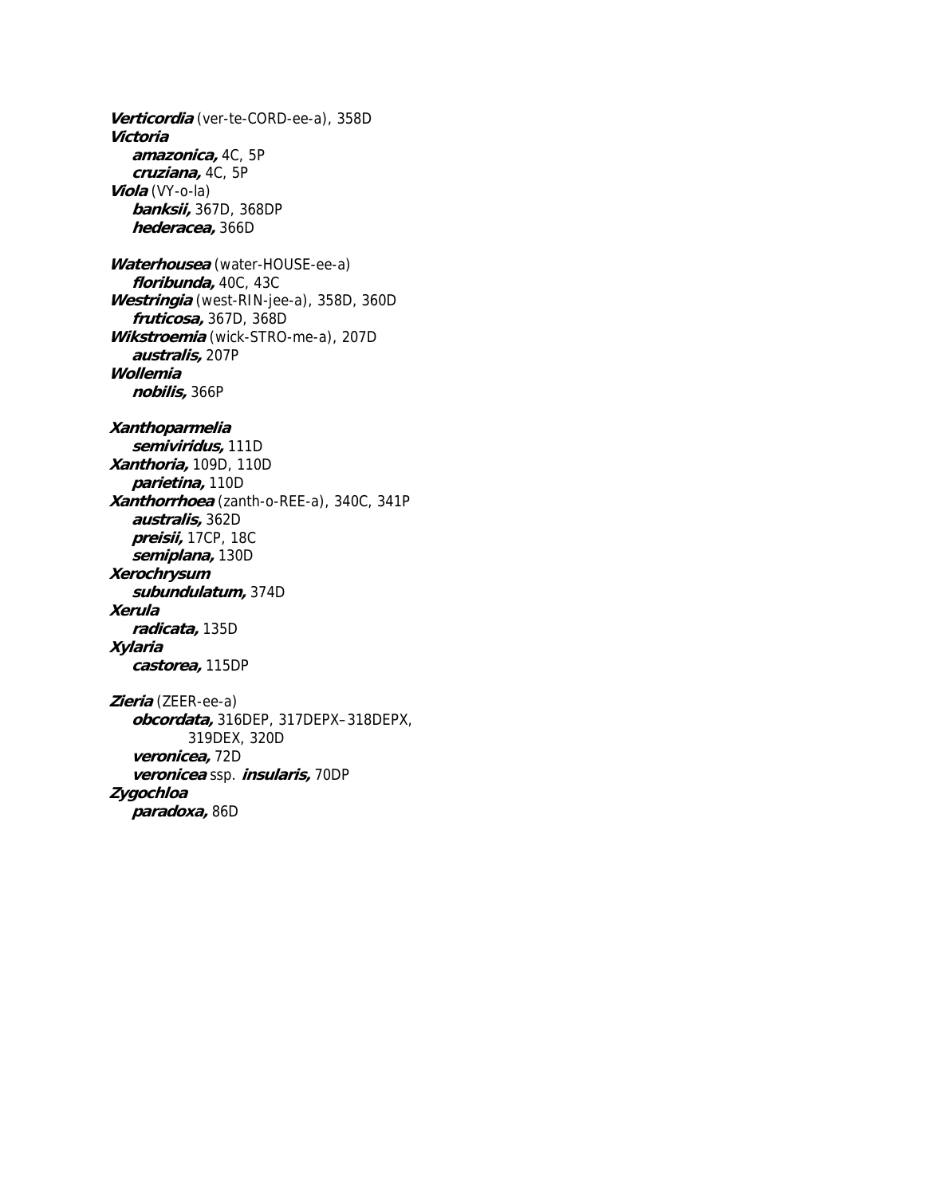***Verticordia*** (ver-te-CORD-ee-a), 358D
***Victoria***
  ***amazonica,*** 4C, 5P
  ***cruziana,*** 4C, 5P
***Viola*** (VY-o-la)
  ***banksii,*** 367D, 368DP
  ***hederacea,*** 366D

***Waterhousea*** (water-HOUSE-ee-a)
  ***floribunda,*** 40C, 43C
***Westringia*** (west-RIN-jee-a), 358D, 360D
  ***fruticosa,*** 367D, 368D
***Wikstroemia*** (wick-STRO-me-a), 207D
  ***australis,*** 207P
***Wollemia***
  ***nobilis,*** 366P

***Xanthoparmelia***
  ***semiviridus,*** 111D
***Xanthoria,*** 109D, 110D
  ***parietina,*** 110D
***Xanthorrhoea*** (zanth-o-REE-a), 340C, 341P
  ***australis,*** 362D
  ***preisii,*** 17CP, 18C
  ***semiplana,*** 130D
***Xerochrysum***
  ***subundulatum,*** 374D
***Xerula***
  ***radicata,*** 135D
***Xylaria***
  ***castorea,*** 115DP

***Zieria*** (ZEER-ee-a)
  ***obcordata,*** 316DEP, 317DEPX–318DEPX, 319DEX, 320D
  ***veronicea,*** 72D
  ***veronicea*** ssp. ***insularis,*** 70DP
***Zygochloa***
  ***paradoxa,*** 86D